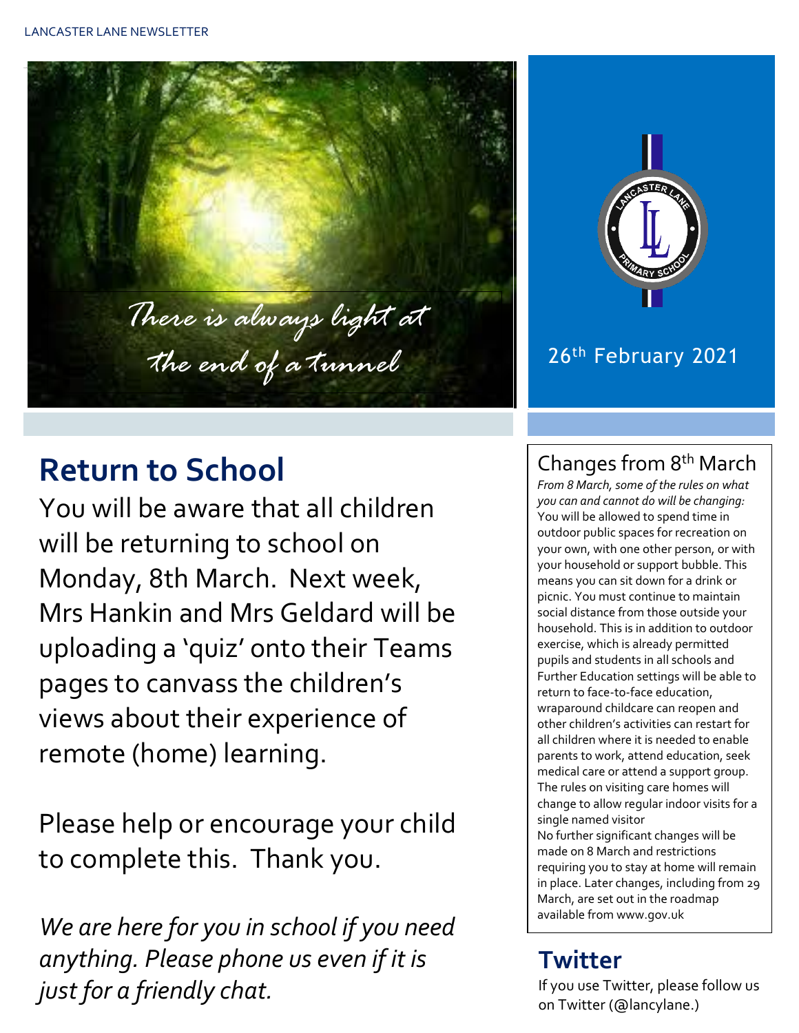LANCASTER LANE NEWSLETTER

*There is always light at the end of a tunnel*

26th February 2021

## Return to School

You will be aware that all children will be returning to school on Monday, 8th March. Next week, Mrs Hankin and Mrs Geldard will be uploading a 'quiz' onto their Teams pages to canvass the children's views about their experience of remote (home) learning.

Please help or encourage your child to complete this. Thank you.

*We are here for you in school if you need anything. Please phone us even if it is just for a friendly chat.*

### Changes from 8th March

*From 8 March, some of the rules on what you can and cannot do will be changing:*
You will be allowed to spend time in outdoor public spaces for recreation on your own, with one other person, or with your household or support bubble. This means you can sit down for a drink or picnic. You must continue to maintain social distance from those outside your household. This is in addition to outdoor exercise, which is already permitted pupils and students in all schools and Further Education settings will be able to return to face-to-face education, wraparound childcare can reopen and other children's activities can restart for all children where it is needed to enable parents to work, attend education, seek medical care or attend a support group. The rules on visiting care homes will change to allow regular indoor visits for a single named visitor
No further significant changes will be made on 8 March and restrictions requiring you to stay at home will remain in place. Later changes, including from 29 March, are set out in the roadmap available from www.gov.uk

## Twitter

If you use Twitter, please follow us on Twitter (@lancylane.)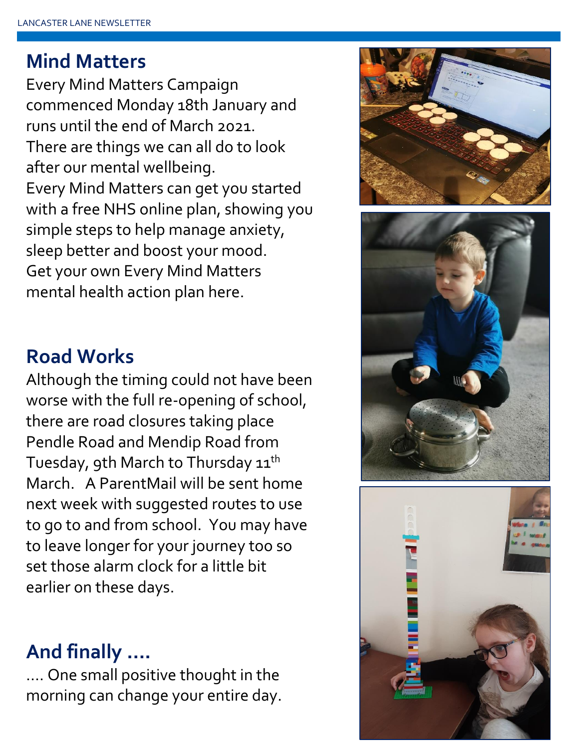## Mind Matters

Every Mind Matters Campaign commenced Monday 18th January and runs until the end of March 2021.
There are things we can all do to look after our mental wellbeing.
Every Mind Matters can get you started with a free NHS online plan, showing you simple steps to help manage anxiety, sleep better and boost your mood.
Get your own Every Mind Matters mental health action plan here.

## Road Works

Although the timing could not have been worse with the full re-opening of school, there are road closures taking place Pendle Road and Mendip Road from Tuesday, 9th March to Thursday 11th March. A ParentMail will be sent home next week with suggested routes to use to go to and from school. You may have to leave longer for your journey too so set those alarm clock for a little bit earlier on these days.

## And finally ....

.... One small positive thought in the morning can change your entire day.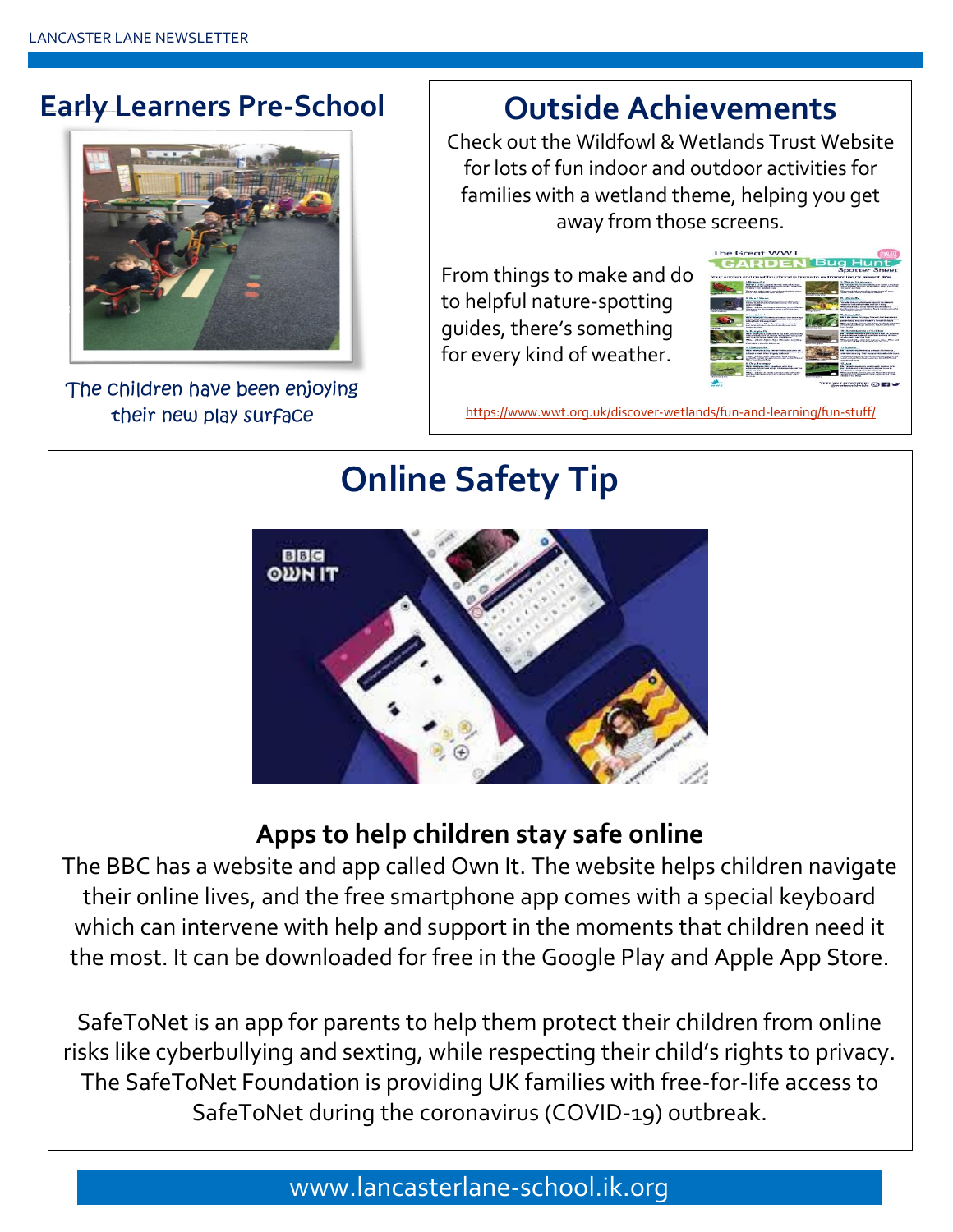## Early Learners Pre-School

The children have been enjoying their new play surface

## Outside Achievements

Check out the Wildfowl & Wetlands Trust Website for lots of fun indoor and outdoor activities for families with a wetland theme, helping you get away from those screens.

From things to make and do to helpful nature-spotting guides, there's something for every kind of weather.

https://www.wwt.org.uk/discover-wetlands/fun-and-learning/fun-stuff/

## Online Safety Tip

### Apps to help children stay safe online

The BBC has a website and app called Own It. The website helps children navigate their online lives, and the free smartphone app comes with a special keyboard which can intervene with help and support in the moments that children need it the most. It can be downloaded for free in the Google Play and Apple App Store.

SafeToNet is an app for parents to help them protect their children from online risks like cyberbullying and sexting, while respecting their child's rights to privacy. The SafeToNet Foundation is providing UK families with free-for-life access to SafeToNet during the coronavirus (COVID-19) outbreak.

www.lancasterlane-school.ik.org